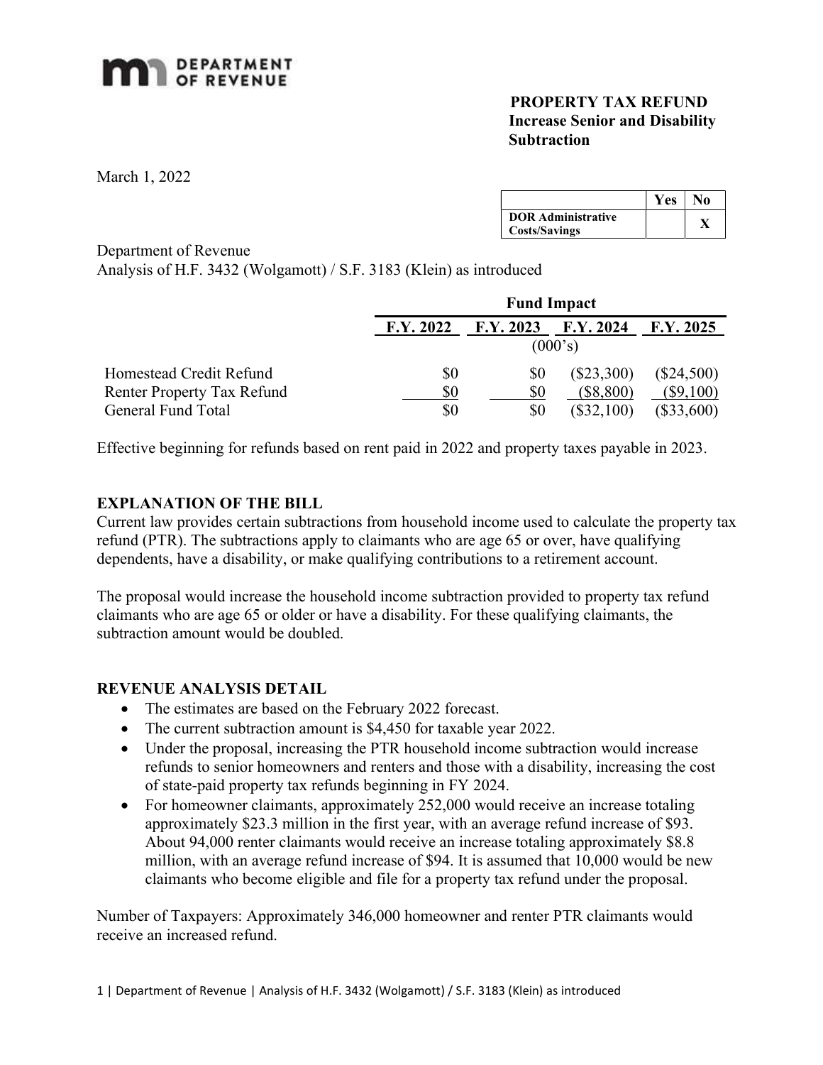DEPARTMENT OF REVENUE

**PROPERTY TAX REFUND**
**Increase Senior and Disability Subtraction**

March 1, 2022

| | Yes | No |
|---|---|---|
| **DOR Administrative Costs/Savings** | | **X** |

Department of Revenue
Analysis of H.F. 3432 (Wolgamott) / S.F. 3183 (Klein) as introduced

| | **Fund Impact** | | | |
|---|---|---|---|---|
| | **F.Y. 2022** | **F.Y. 2023** | **F.Y. 2024** | **F.Y. 2025** |
| | (000's) | | | |
| Homestead Credit Refund | $0 | $0 | ($23,300) | ($24,500) |
| Renter Property Tax Refund | $0 | $0 | ($8,800) | ($9,100) |
| General Fund Total | $0 | $0 | ($32,100) | ($33,600) |

Effective beginning for refunds based on rent paid in 2022 and property taxes payable in 2023.

## EXPLANATION OF THE BILL

Current law provides certain subtractions from household income used to calculate the property tax refund (PTR). The subtractions apply to claimants who are age 65 or over, have qualifying dependents, have a disability, or make qualifying contributions to a retirement account.

The proposal would increase the household income subtraction provided to property tax refund claimants who are age 65 or older or have a disability. For these qualifying claimants, the subtraction amount would be doubled.

## REVENUE ANALYSIS DETAIL

- The estimates are based on the February 2022 forecast.
- The current subtraction amount is $4,450 for taxable year 2022.
- Under the proposal, increasing the PTR household income subtraction would increase refunds to senior homeowners and renters and those with a disability, increasing the cost of state-paid property tax refunds beginning in FY 2024.
- For homeowner claimants, approximately 252,000 would receive an increase totaling approximately $23.3 million in the first year, with an average refund increase of $93. About 94,000 renter claimants would receive an increase totaling approximately $8.8 million, with an average refund increase of $94. It is assumed that 10,000 would be new claimants who become eligible and file for a property tax refund under the proposal.

Number of Taxpayers: Approximately 346,000 homeowner and renter PTR claimants would receive an increased refund.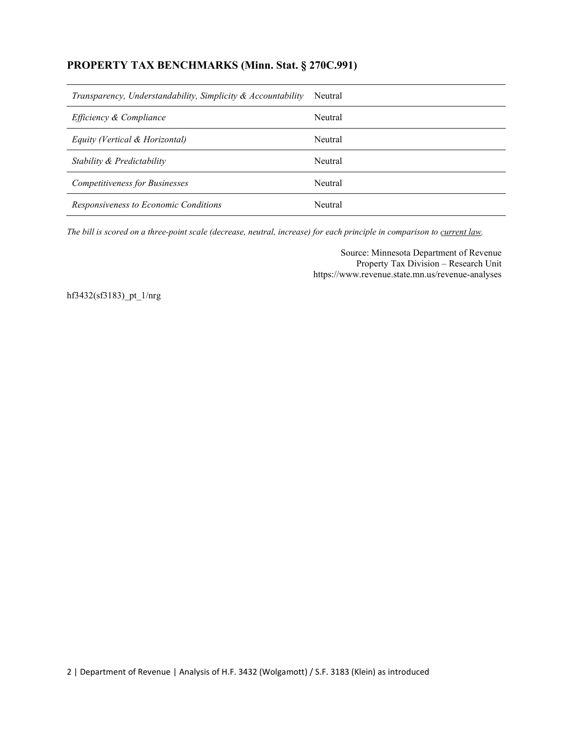## PROPERTY TAX BENCHMARKS (Minn. Stat. § 270C.991)

| | |
|---|---|
| *Transparency, Understandability, Simplicity & Accountability* | Neutral |
| *Efficiency & Compliance* | Neutral |
| *Equity (Vertical & Horizontal)* | Neutral |
| *Stability & Predictability* | Neutral |
| *Competitiveness for Businesses* | Neutral |
| *Responsiveness to Economic Conditions* | Neutral |

*The bill is scored on a three-point scale (decrease, neutral, increase) for each principle in comparison to current law.*

Source: Minnesota Department of Revenue
Property Tax Division – Research Unit
https://www.revenue.state.mn.us/revenue-analyses

hf3432(sf3183)_pt_1/nrg